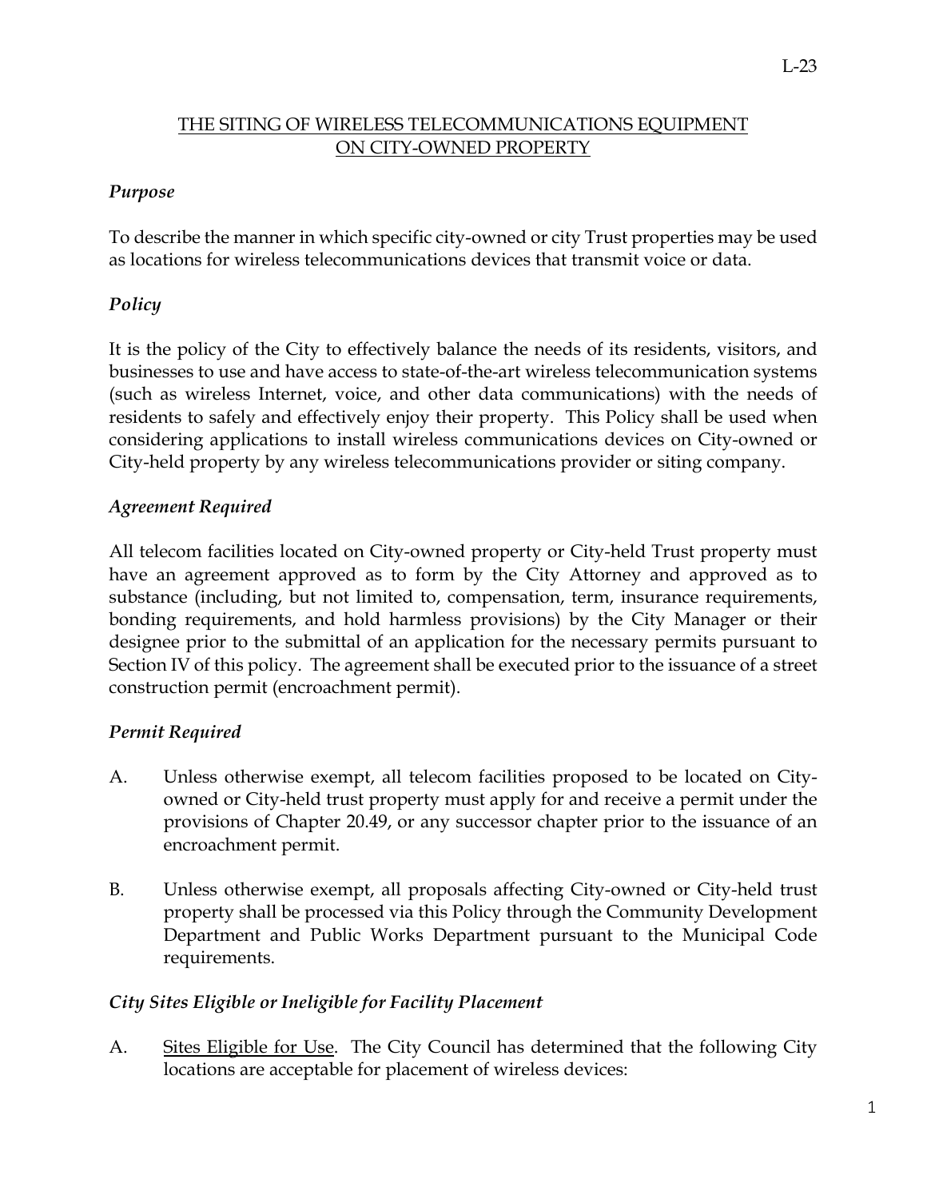L-23

# THE SITING OF WIRELESS TELECOMMUNICATIONS EQUIPMENT ON CITY-OWNED PROPERTY

### *Purpose*

To describe the manner in which specific city-owned or city Trust properties may be used as locations for wireless telecommunications devices that transmit voice or data.

### *Policy*

It is the policy of the City to effectively balance the needs of its residents, visitors, and businesses to use and have access to state-of-the-art wireless telecommunication systems (such as wireless Internet, voice, and other data communications) with the needs of residents to safely and effectively enjoy their property. This Policy shall be used when considering applications to install wireless communications devices on City-owned or City-held property by any wireless telecommunications provider or siting company.

### *Agreement Required*

All telecom facilities located on City-owned property or City-held Trust property must have an agreement approved as to form by the City Attorney and approved as to substance (including, but not limited to, compensation, term, insurance requirements, bonding requirements, and hold harmless provisions) by the City Manager or their designee prior to the submittal of an application for the necessary permits pursuant to Section IV of this policy. The agreement shall be executed prior to the issuance of a street construction permit (encroachment permit).

### *Permit Required*

A. Unless otherwise exempt, all telecom facilities proposed to be located on City-owned or City-held trust property must apply for and receive a permit under the provisions of Chapter 20.49, or any successor chapter prior to the issuance of an encroachment permit.

B. Unless otherwise exempt, all proposals affecting City-owned or City-held trust property shall be processed via this Policy through the Community Development Department and Public Works Department pursuant to the Municipal Code requirements.

### *City Sites Eligible or Ineligible for Facility Placement*

A. Sites Eligible for Use. The City Council has determined that the following City locations are acceptable for placement of wireless devices: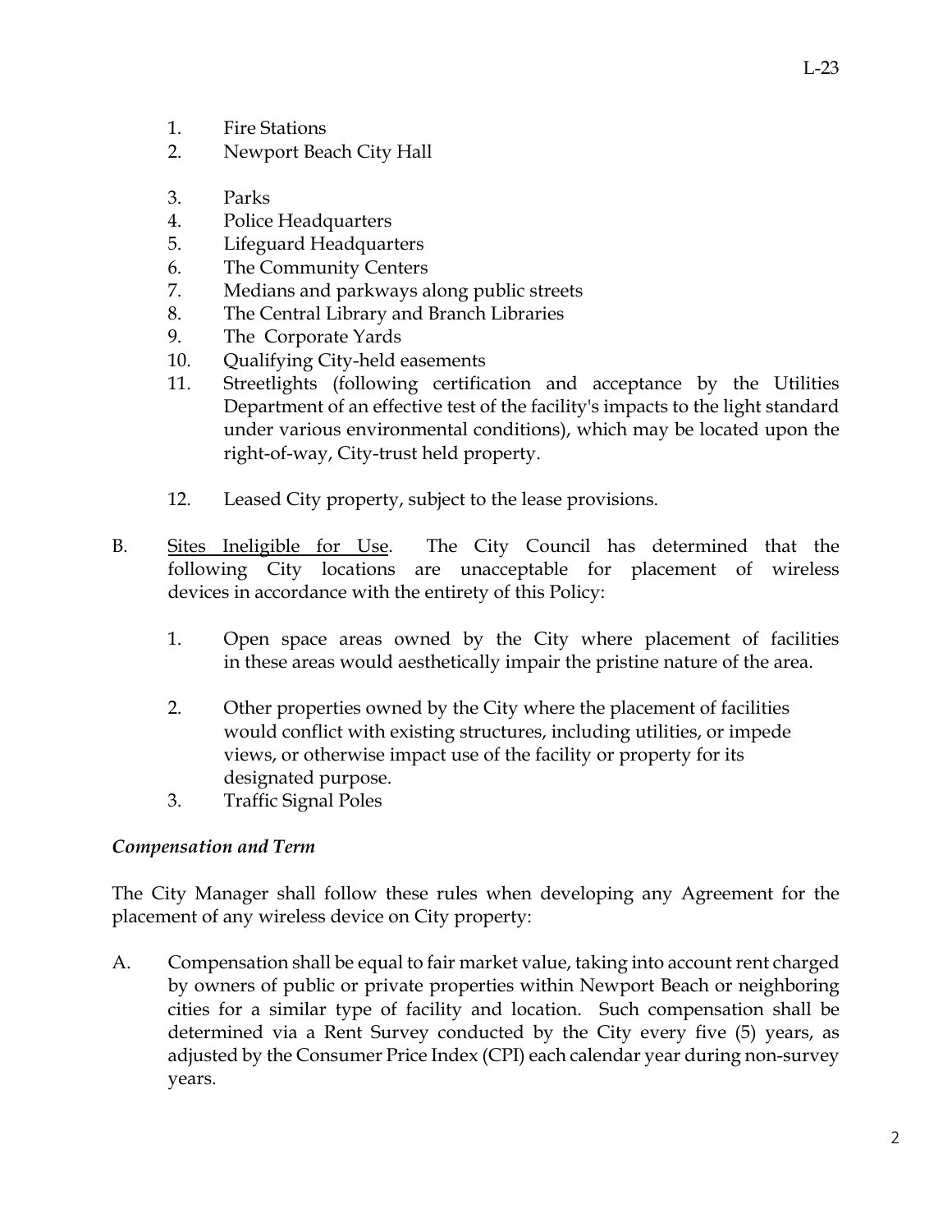1. Fire Stations
2. Newport Beach City Hall
3. Parks
4. Police Headquarters
5. Lifeguard Headquarters
6. The Community Centers
7. Medians and parkways along public streets
8. The Central Library and Branch Libraries
9. The Corporate Yards
10. Qualifying City-held easements
11. Streetlights (following certification and acceptance by the Utilities Department of an effective test of the facility's impacts to the light standard under various environmental conditions), which may be located upon the right-of-way, City-trust held property.
12. Leased City property, subject to the lease provisions.

B. Sites Ineligible for Use. The City Council has determined that the following City locations are unacceptable for placement of wireless devices in accordance with the entirety of this Policy:

   1. Open space areas owned by the City where placement of facilities in these areas would aesthetically impair the pristine nature of the area.
   2. Other properties owned by the City where the placement of facilities would conflict with existing structures, including utilities, or impede views, or otherwise impact use of the facility or property for its designated purpose.
   3. Traffic Signal Poles

*Compensation and Term*

The City Manager shall follow these rules when developing any Agreement for the placement of any wireless device on City property:

A. Compensation shall be equal to fair market value, taking into account rent charged by owners of public or private properties within Newport Beach or neighboring cities for a similar type of facility and location. Such compensation shall be determined via a Rent Survey conducted by the City every five (5) years, as adjusted by the Consumer Price Index (CPI) each calendar year during non-survey years.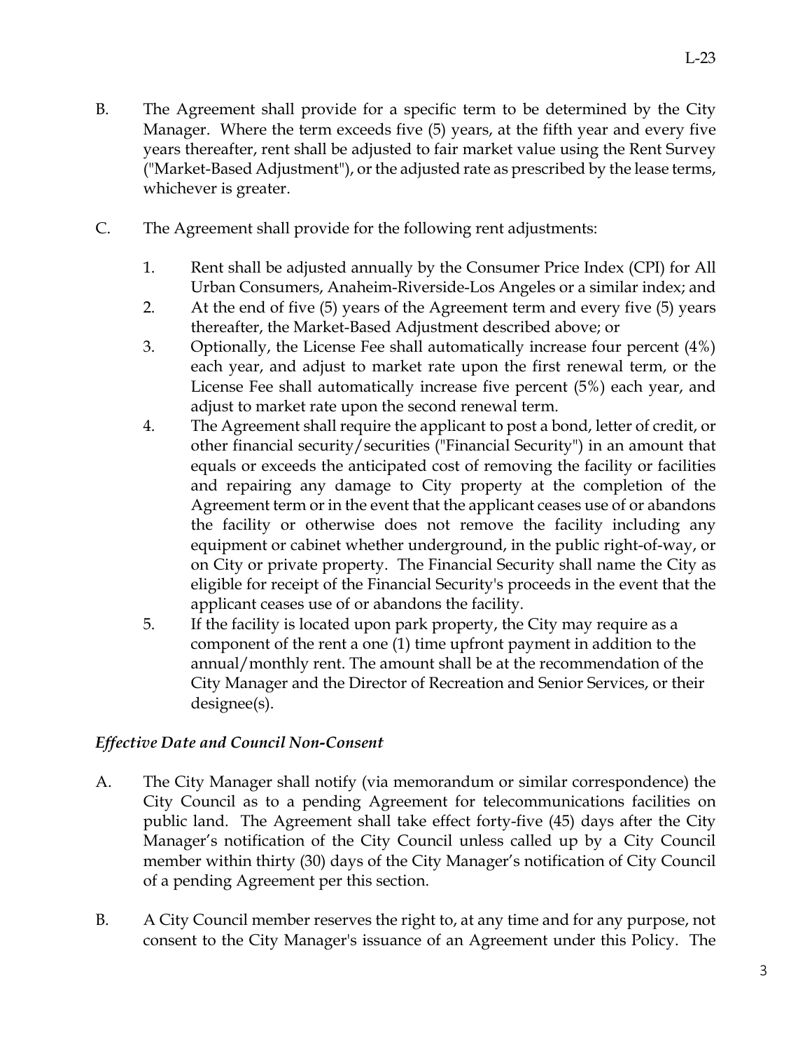B. The Agreement shall provide for a specific term to be determined by the City Manager. Where the term exceeds five (5) years, at the fifth year and every five years thereafter, rent shall be adjusted to fair market value using the Rent Survey ("Market-Based Adjustment"), or the adjusted rate as prescribed by the lease terms, whichever is greater.

C. The Agreement shall provide for the following rent adjustments:

1. Rent shall be adjusted annually by the Consumer Price Index (CPI) for All Urban Consumers, Anaheim-Riverside-Los Angeles or a similar index; and
2. At the end of five (5) years of the Agreement term and every five (5) years thereafter, the Market-Based Adjustment described above; or
3. Optionally, the License Fee shall automatically increase four percent (4%) each year, and adjust to market rate upon the first renewal term, or the License Fee shall automatically increase five percent (5%) each year, and adjust to market rate upon the second renewal term.
4. The Agreement shall require the applicant to post a bond, letter of credit, or other financial security/securities ("Financial Security") in an amount that equals or exceeds the anticipated cost of removing the facility or facilities and repairing any damage to City property at the completion of the Agreement term or in the event that the applicant ceases use of or abandons the facility or otherwise does not remove the facility including any equipment or cabinet whether underground, in the public right-of-way, or on City or private property. The Financial Security shall name the City as eligible for receipt of the Financial Security's proceeds in the event that the applicant ceases use of or abandons the facility.
5. If the facility is located upon park property, the City may require as a component of the rent a one (1) time upfront payment in addition to the annual/monthly rent. The amount shall be at the recommendation of the City Manager and the Director of Recreation and Senior Services, or their designee(s).

***Effective Date and Council Non-Consent***

A. The City Manager shall notify (via memorandum or similar correspondence) the City Council as to a pending Agreement for telecommunications facilities on public land. The Agreement shall take effect forty-five (45) days after the City Manager's notification of the City Council unless called up by a City Council member within thirty (30) days of the City Manager's notification of City Council of a pending Agreement per this section.

B. A City Council member reserves the right to, at any time and for any purpose, not consent to the City Manager's issuance of an Agreement under this Policy. The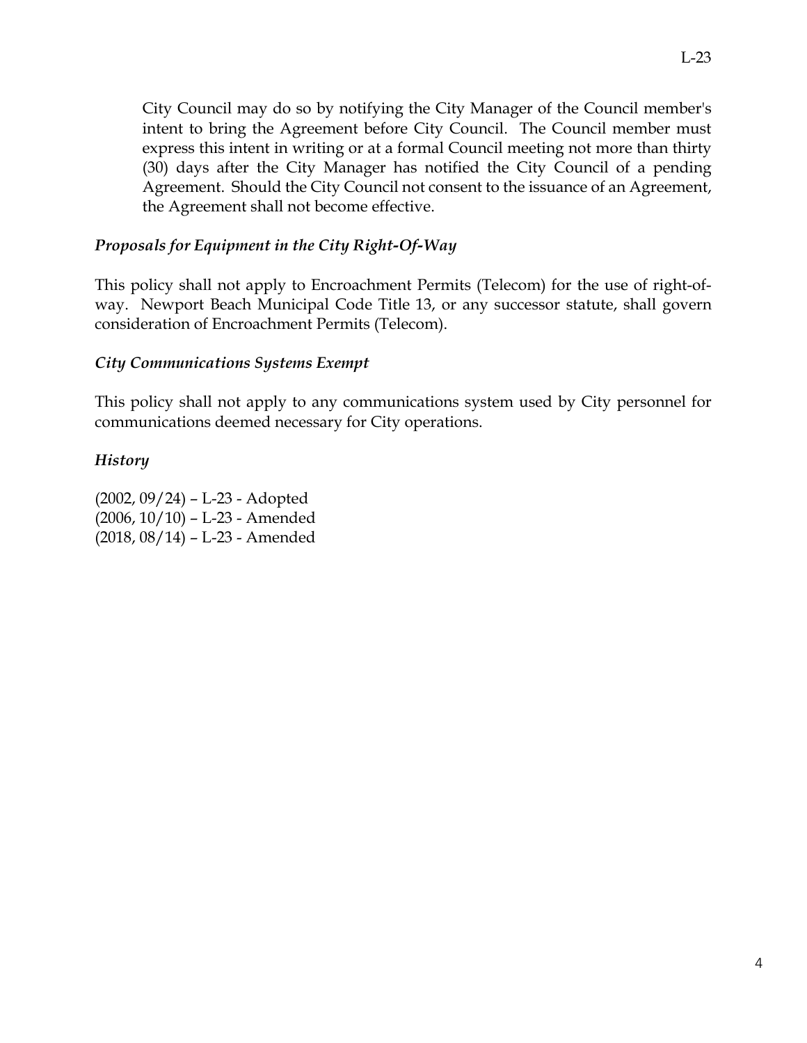City Council may do so by notifying the City Manager of the Council member's intent to bring the Agreement before City Council. The Council member must express this intent in writing or at a formal Council meeting not more than thirty (30) days after the City Manager has notified the City Council of a pending Agreement. Should the City Council not consent to the issuance of an Agreement, the Agreement shall not become effective.

*Proposals for Equipment in the City Right-Of-Way*

This policy shall not apply to Encroachment Permits (Telecom) for the use of right-of-way. Newport Beach Municipal Code Title 13, or any successor statute, shall govern consideration of Encroachment Permits (Telecom).

*City Communications Systems Exempt*

This policy shall not apply to any communications system used by City personnel for communications deemed necessary for City operations.

*History*

(2002, 09/24) – L-23 - Adopted
(2006, 10/10) – L-23 - Amended
(2018, 08/14) – L-23 - Amended